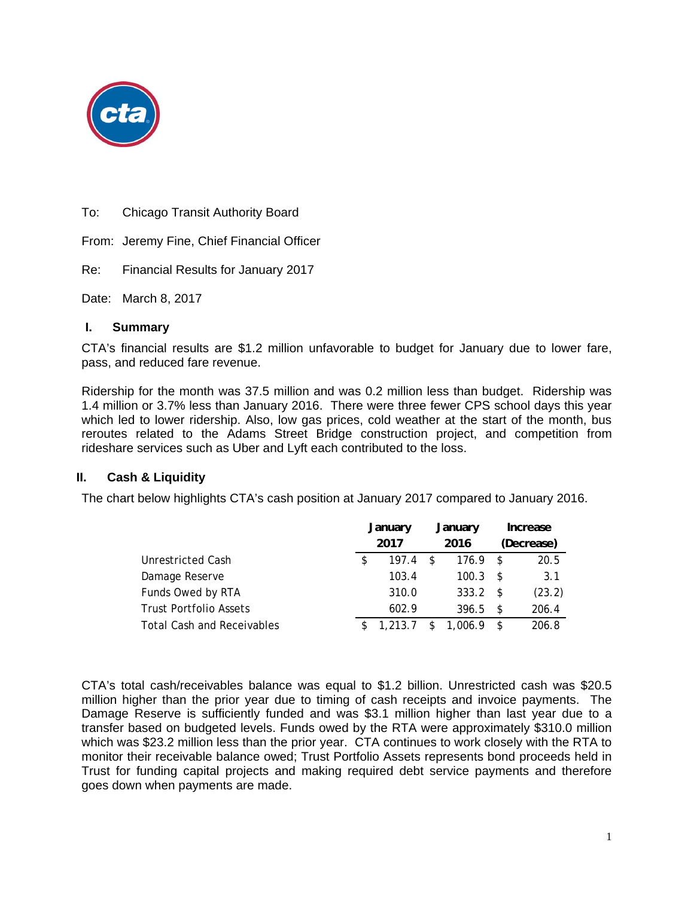To: Chicago Transit Authority Board

From: Jeremy Fine, Chief Financial Officer

Re: Financial Results for January 2017

Date: March 8, 2017

## I. Summary

CTA's financial results are $1.2 million unfavorable to budget for January due to lower fare, pass, and reduced fare revenue.

Ridership for the month was 37.5 million and was 0.2 million less than budget. Ridership was 1.4 million or 3.7% less than January 2016. There were three fewer CPS school days this year which led to lower ridership. Also, low gas prices, cold weather at the start of the month, bus reroutes related to the Adams Street Bridge construction project, and competition from rideshare services such as Uber and Lyft each contributed to the loss.

## II. Cash & Liquidity

The chart below highlights CTA's cash position at January 2017 compared to January 2016.

| | January 2017 | January 2016 | Increase (Decrease) |
|---|---|---|---|
| Unrestricted Cash | $ 197.4 | $ 176.9 | $ 20.5 |
| Damage Reserve | 103.4 | 100.3 | $ 3.1 |
| Funds Owed by RTA | 310.0 | 333.2 | $ (23.2) |
| Trust Portfolio Assets | 602.9 | 396.5 | $ 206.4 |
| Total Cash and Receivables | $ 1,213.7 | $ 1,006.9 | $ 206.8 |

CTA's total cash/receivables balance was equal to $1.2 billion. Unrestricted cash was $20.5 million higher than the prior year due to timing of cash receipts and invoice payments. The Damage Reserve is sufficiently funded and was $3.1 million higher than last year due to a transfer based on budgeted levels. Funds owed by the RTA were approximately $310.0 million which was $23.2 million less than the prior year. CTA continues to work closely with the RTA to monitor their receivable balance owed; Trust Portfolio Assets represents bond proceeds held in Trust for funding capital projects and making required debt service payments and therefore goes down when payments are made.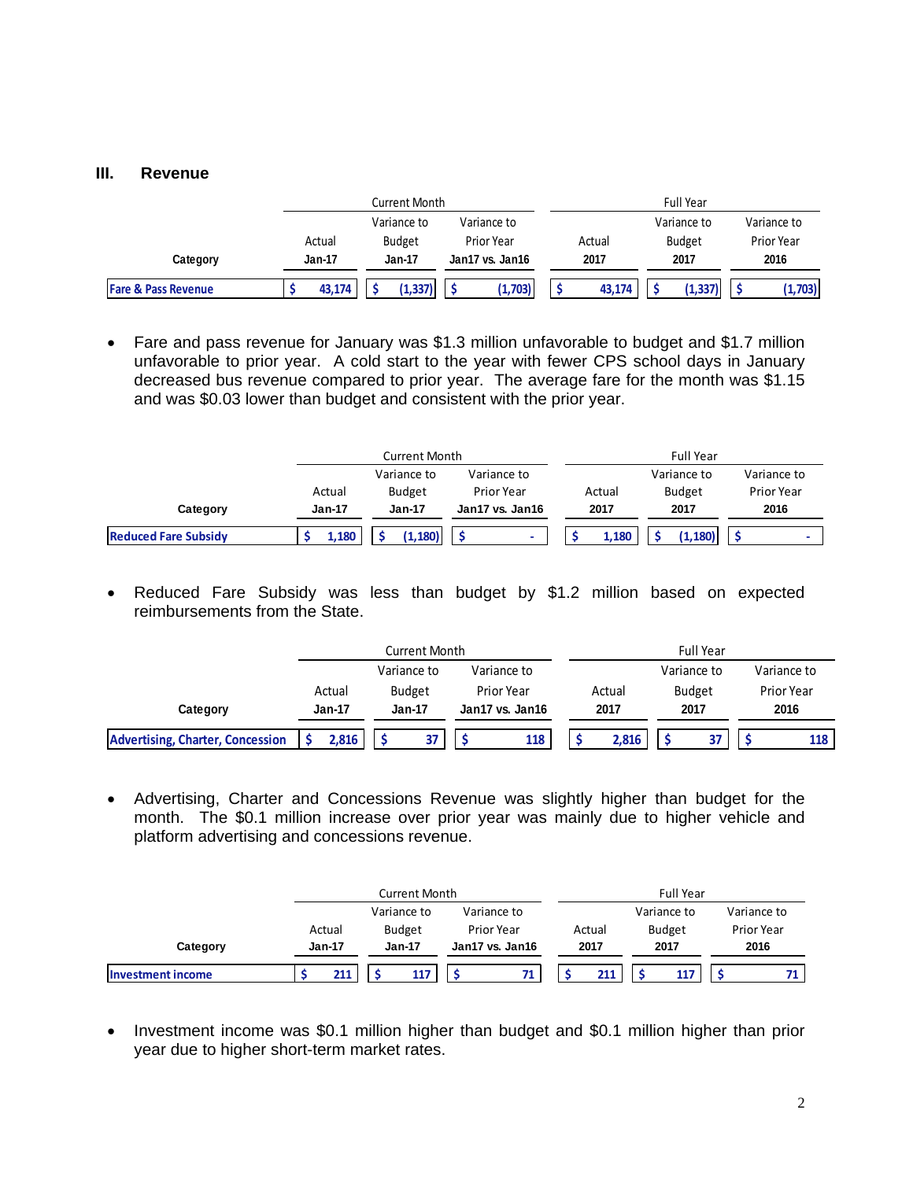## III. Revenue

| Category | Current Month | | | Full Year | | |
|---|---|---|---|---|---|---|
| | Actual<br>Jan-17 | Variance to Budget<br>Jan-17 | Variance to Prior Year<br>Jan17 vs. Jan16 | Actual<br>2017 | Variance to Budget<br>2017 | Variance to Prior Year<br>2016 |
| Fare & Pass Revenue | $ 43,174 | $ (1,337) | $ (1,703) | $ 43,174 | $ (1,337) | $ (1,703) |

- Fare and pass revenue for January was $1.3 million unfavorable to budget and $1.7 million unfavorable to prior year. A cold start to the year with fewer CPS school days in January decreased bus revenue compared to prior year. The average fare for the month was $1.15 and was $0.03 lower than budget and consistent with the prior year.

| Category | Current Month | | | Full Year | | |
|---|---|---|---|---|---|---|
| | Actual<br>Jan-17 | Variance to Budget<br>Jan-17 | Variance to Prior Year<br>Jan17 vs. Jan16 | Actual<br>2017 | Variance to Budget<br>2017 | Variance to Prior Year<br>2016 |
| Reduced Fare Subsidy | $ 1,180 | $ (1,180) | $ - | $ 1,180 | $ (1,180) | $ - |

- Reduced Fare Subsidy was less than budget by $1.2 million based on expected reimbursements from the State.

| Category | Current Month | | | Full Year | | |
|---|---|---|---|---|---|---|
| | Actual<br>Jan-17 | Variance to Budget<br>Jan-17 | Variance to Prior Year<br>Jan17 vs. Jan16 | Actual<br>2017 | Variance to Budget<br>2017 | Variance to Prior Year<br>2016 |
| Advertising, Charter, Concession | $ 2,816 | $ 37 | $ 118 | $ 2,816 | $ 37 | $ 118 |

- Advertising, Charter and Concessions Revenue was slightly higher than budget for the month. The $0.1 million increase over prior year was mainly due to higher vehicle and platform advertising and concessions revenue.

| Category | Current Month | | | Full Year | | |
|---|---|---|---|---|---|---|
| | Actual<br>Jan-17 | Variance to Budget<br>Jan-17 | Variance to Prior Year<br>Jan17 vs. Jan16 | Actual<br>2017 | Variance to Budget<br>2017 | Variance to Prior Year<br>2016 |
| Investment income | $ 211 | $ 117 | $ 71 | $ 211 | $ 117 | $ 71 |

- Investment income was $0.1 million higher than budget and $0.1 million higher than prior year due to higher short-term market rates.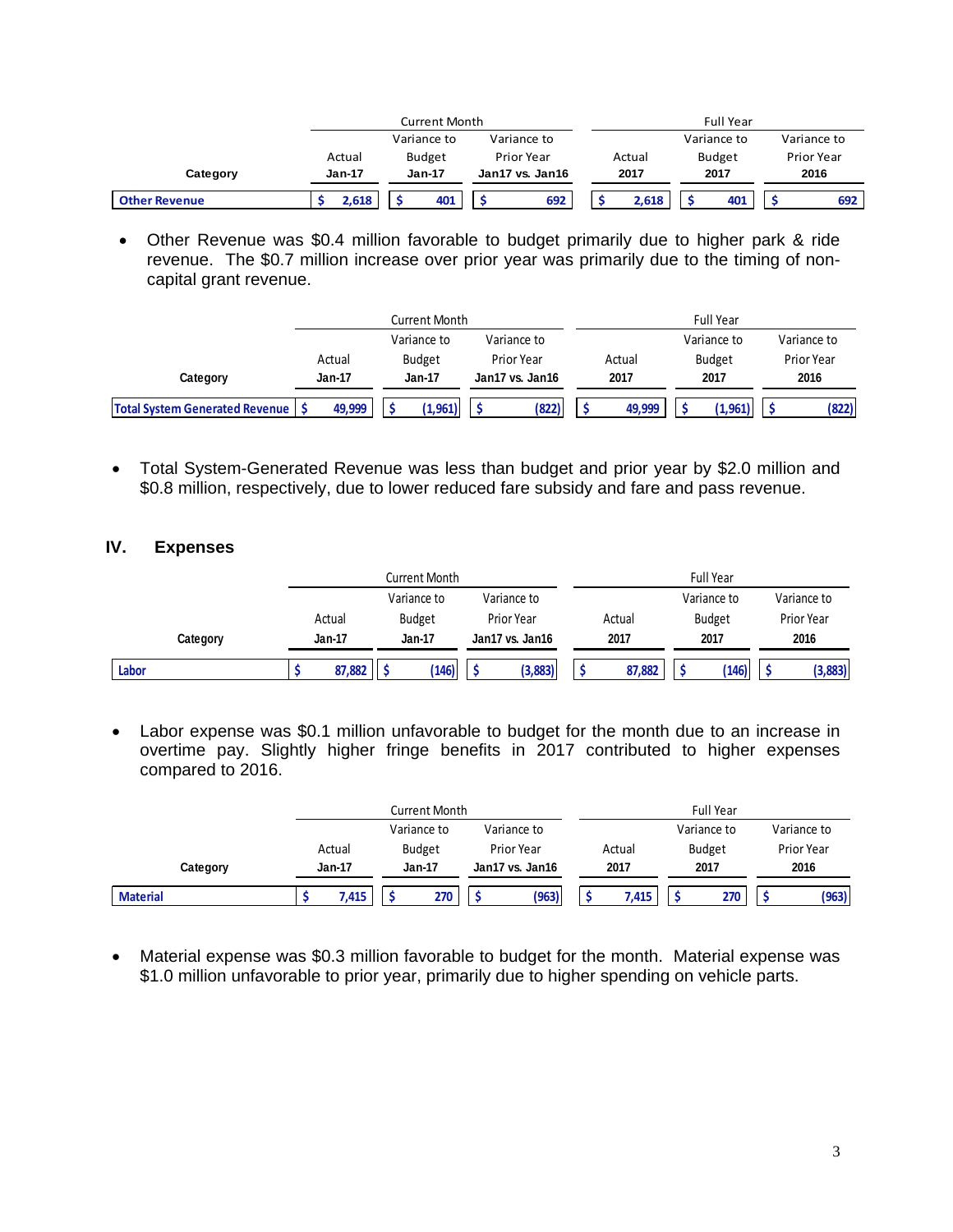| Category | Current Month | | | Full Year | | |
|---|---|---|---|---|---|---|
| | Actual | Variance to Budget | Variance to Prior Year | Actual | Variance to Budget | Variance to Prior Year |
| | Jan-17 | Jan-17 | Jan17 vs. Jan16 | 2017 | 2017 | 2016 |
| Other Revenue | $ 2,618 | $ 401 | $ 692 | $ 2,618 | $ 401 | $ 692 |

- Other Revenue was $0.4 million favorable to budget primarily due to higher park & ride revenue. The $0.7 million increase over prior year was primarily due to the timing of non-capital grant revenue.

| Category | Current Month | | | Full Year | | |
|---|---|---|---|---|---|---|
| | Actual | Variance to Budget | Variance to Prior Year | Actual | Variance to Budget | Variance to Prior Year |
| | Jan-17 | Jan-17 | Jan17 vs. Jan16 | 2017 | 2017 | 2016 |
| Total System Generated Revenue | $ 49,999 | $ (1,961) | $ (822) | $ 49,999 | $ (1,961) | $ (822) |

- Total System-Generated Revenue was less than budget and prior year by $2.0 million and $0.8 million, respectively, due to lower reduced fare subsidy and fare and pass revenue.

## IV. Expenses

| Category | Current Month | | | Full Year | | |
|---|---|---|---|---|---|---|
| | Actual | Variance to Budget | Variance to Prior Year | Actual | Variance to Budget | Variance to Prior Year |
| | Jan-17 | Jan-17 | Jan17 vs. Jan16 | 2017 | 2017 | 2016 |
| Labor | $ 87,882 | $ (146) | $ (3,883) | $ 87,882 | $ (146) | $ (3,883) |

- Labor expense was $0.1 million unfavorable to budget for the month due to an increase in overtime pay. Slightly higher fringe benefits in 2017 contributed to higher expenses compared to 2016.

| Category | Current Month | | | Full Year | | |
|---|---|---|---|---|---|---|
| | Actual | Variance to Budget | Variance to Prior Year | Actual | Variance to Budget | Variance to Prior Year |
| | Jan-17 | Jan-17 | Jan17 vs. Jan16 | 2017 | 2017 | 2016 |
| Material | $ 7,415 | $ 270 | $ (963) | $ 7,415 | $ 270 | $ (963) |

- Material expense was $0.3 million favorable to budget for the month. Material expense was $1.0 million unfavorable to prior year, primarily due to higher spending on vehicle parts.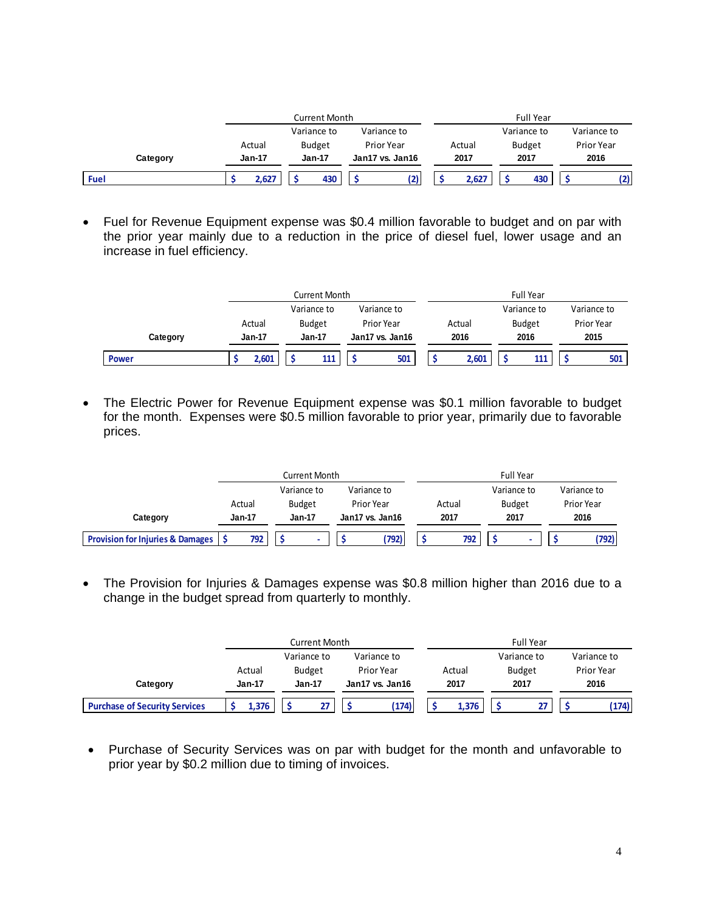| Category | Current Month | | | Full Year | | |
|---|---|---|---|---|---|---|
| | Actual | Variance to Budget | Variance to Prior Year | Actual | Variance to Budget | Variance to Prior Year |
| | Jan-17 | Jan-17 | Jan17 vs. Jan16 | 2017 | 2017 | 2016 |
| Fuel | $ 2,627 | $ 430 | $ (2) | $ 2,627 | $ 430 | $ (2) |

- Fuel for Revenue Equipment expense was $0.4 million favorable to budget and on par with the prior year mainly due to a reduction in the price of diesel fuel, lower usage and an increase in fuel efficiency.

| Category | Current Month | | | Full Year | | |
|---|---|---|---|---|---|---|
| | Actual | Variance to Budget | Variance to Prior Year | Actual | Variance to Budget | Variance to Prior Year |
| | Jan-17 | Jan-17 | Jan17 vs. Jan16 | 2016 | 2016 | 2015 |
| Power | $ 2,601 | $ 111 | $ 501 | $ 2,601 | $ 111 | $ 501 |

- The Electric Power for Revenue Equipment expense was $0.1 million favorable to budget for the month. Expenses were $0.5 million favorable to prior year, primarily due to favorable prices.

| Category | Current Month | | | Full Year | | |
|---|---|---|---|---|---|---|
| | Actual | Variance to Budget | Variance to Prior Year | Actual | Variance to Budget | Variance to Prior Year |
| | Jan-17 | Jan-17 | Jan17 vs. Jan16 | 2017 | 2017 | 2016 |
| Provision for Injuries & Damages | $ 792 | $ - | $ (792) | $ 792 | $ - | $ (792) |

- The Provision for Injuries & Damages expense was $0.8 million higher than 2016 due to a change in the budget spread from quarterly to monthly.

| Category | Current Month | | | Full Year | | |
|---|---|---|---|---|---|---|
| | Actual | Variance to Budget | Variance to Prior Year | Actual | Variance to Budget | Variance to Prior Year |
| | Jan-17 | Jan-17 | Jan17 vs. Jan16 | 2017 | 2017 | 2016 |
| Purchase of Security Services | $ 1,376 | $ 27 | $ (174) | $ 1,376 | $ 27 | $ (174) |

- Purchase of Security Services was on par with budget for the month and unfavorable to prior year by $0.2 million due to timing of invoices.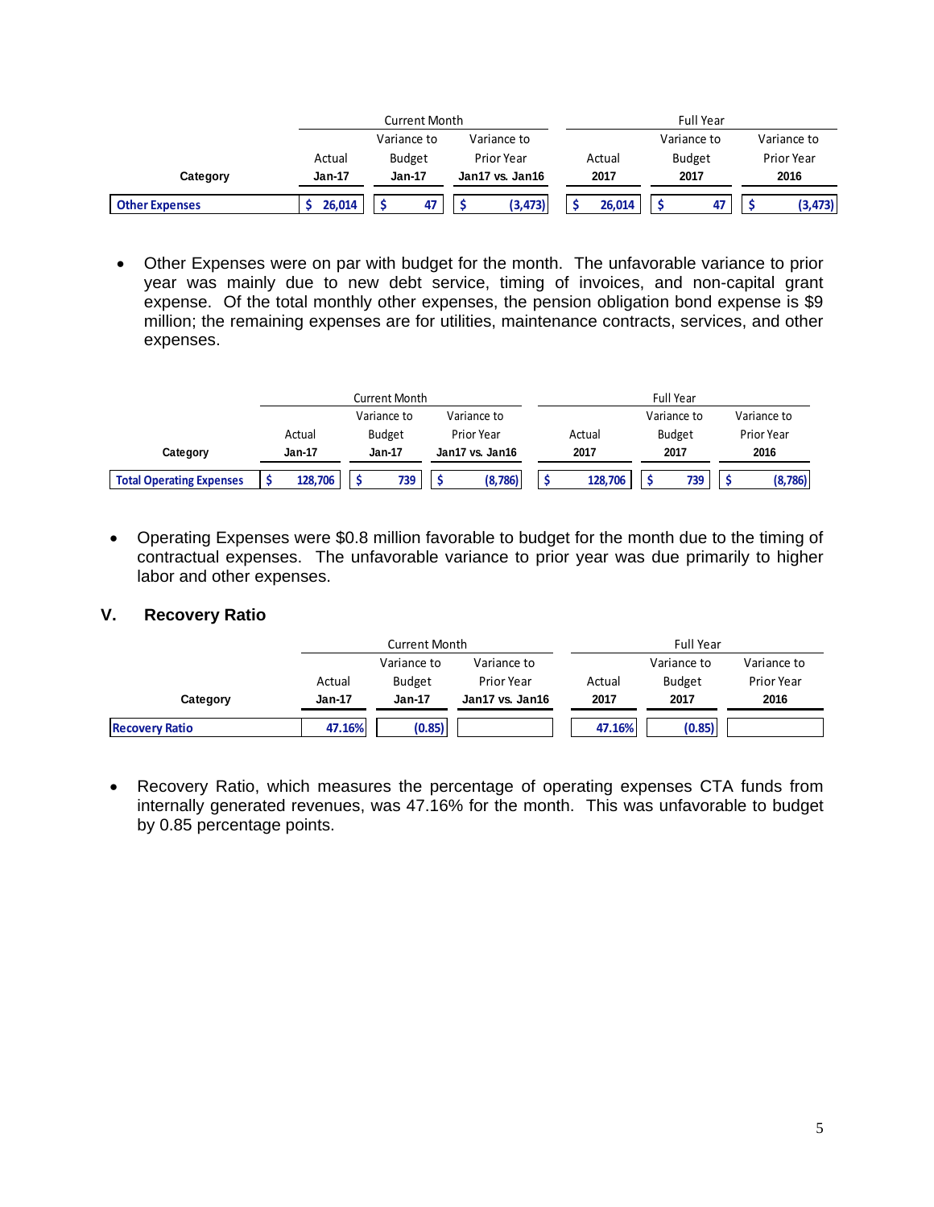| Category | Current Month | | | Full Year | | |
|---|---|---|---|---|---|---|
| | Actual | Variance to Budget | Variance to Prior Year | Actual | Variance to Budget | Variance to Prior Year |
| | Jan-17 | Jan-17 | Jan17 vs. Jan16 | 2017 | 2017 | 2016 |
| Other Expenses | $ 26,014 | $ 47 | $ (3,473) | $ 26,014 | $ 47 | $ (3,473) |

- Other Expenses were on par with budget for the month. The unfavorable variance to prior year was mainly due to new debt service, timing of invoices, and non-capital grant expense. Of the total monthly other expenses, the pension obligation bond expense is $9 million; the remaining expenses are for utilities, maintenance contracts, services, and other expenses.

| Category | Current Month | | | Full Year | | |
|---|---|---|---|---|---|---|
| | Actual | Variance to Budget | Variance to Prior Year | Actual | Variance to Budget | Variance to Prior Year |
| | Jan-17 | Jan-17 | Jan17 vs. Jan16 | 2017 | 2017 | 2016 |
| Total Operating Expenses | $ 128,706 | $ 739 | $ (8,786) | $ 128,706 | $ 739 | $ (8,786) |

- Operating Expenses were $0.8 million favorable to budget for the month due to the timing of contractual expenses. The unfavorable variance to prior year was due primarily to higher labor and other expenses.

## V. Recovery Ratio

| Category | Current Month | | | Full Year | | |
|---|---|---|---|---|---|---|
| | Actual | Variance to Budget | Variance to Prior Year | Actual | Variance to Budget | Variance to Prior Year |
| | Jan-17 | Jan-17 | Jan17 vs. Jan16 | 2017 | 2017 | 2016 |
| Recovery Ratio | 47.16% | (0.85) | | 47.16% | (0.85) | |

- Recovery Ratio, which measures the percentage of operating expenses CTA funds from internally generated revenues, was 47.16% for the month. This was unfavorable to budget by 0.85 percentage points.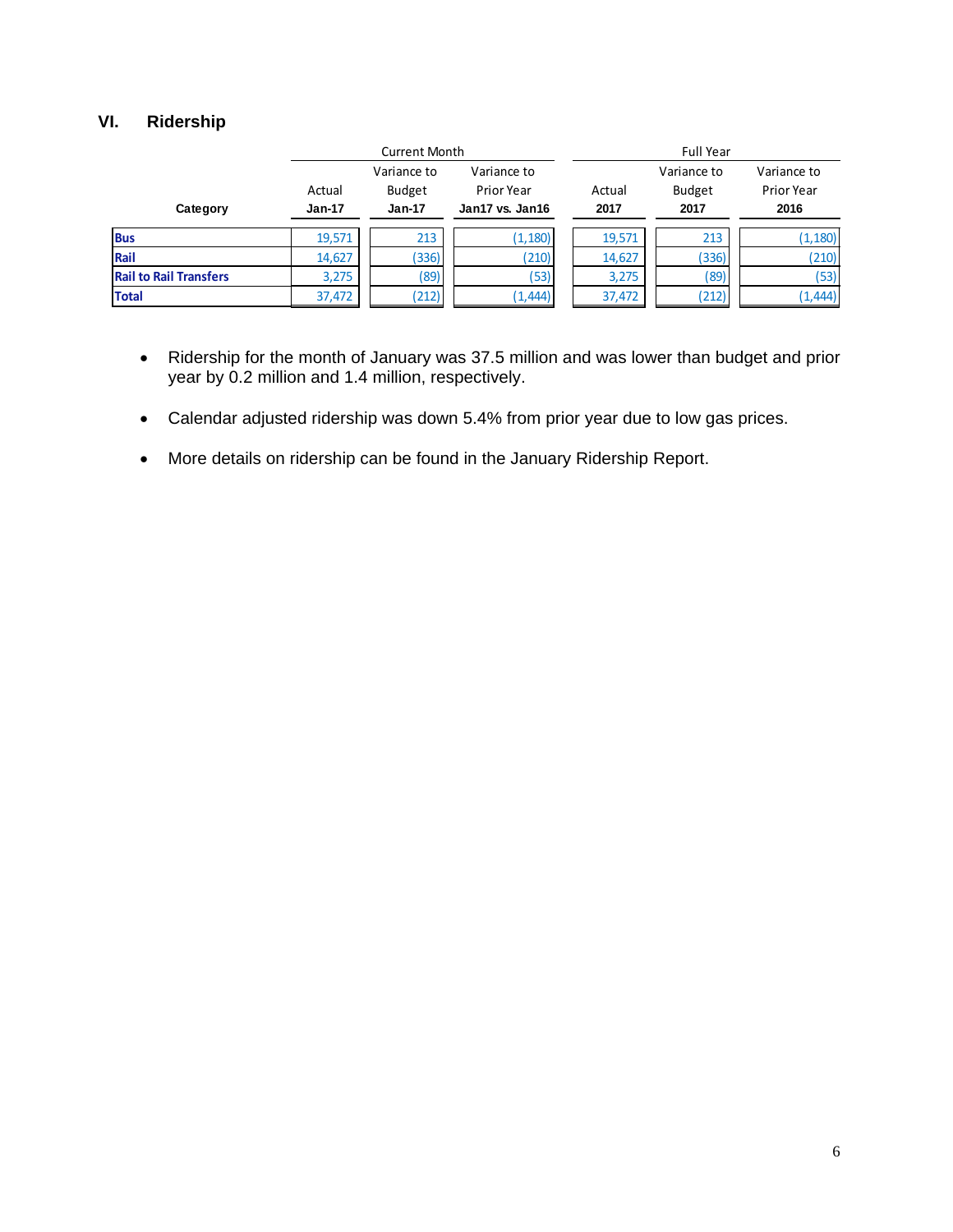## VI. Ridership

| Category | Current Month | | | Full Year | | |
|---|---|---|---|---|---|---|
| | Actual Jan-17 | Variance to Budget Jan-17 | Variance to Prior Year Jan17 vs. Jan16 | Actual 2017 | Variance to Budget 2017 | Variance to Prior Year 2016 |
| **Bus** | 19,571 | 213 | (1,180) | 19,571 | 213 | (1,180) |
| **Rail** | 14,627 | (336) | (210) | 14,627 | (336) | (210) |
| **Rail to Rail Transfers** | 3,275 | (89) | (53) | 3,275 | (89) | (53) |
| **Total** | 37,472 | (212) | (1,444) | 37,472 | (212) | (1,444) |

- Ridership for the month of January was 37.5 million and was lower than budget and prior year by 0.2 million and 1.4 million, respectively.
- Calendar adjusted ridership was down 5.4% from prior year due to low gas prices.
- More details on ridership can be found in the January Ridership Report.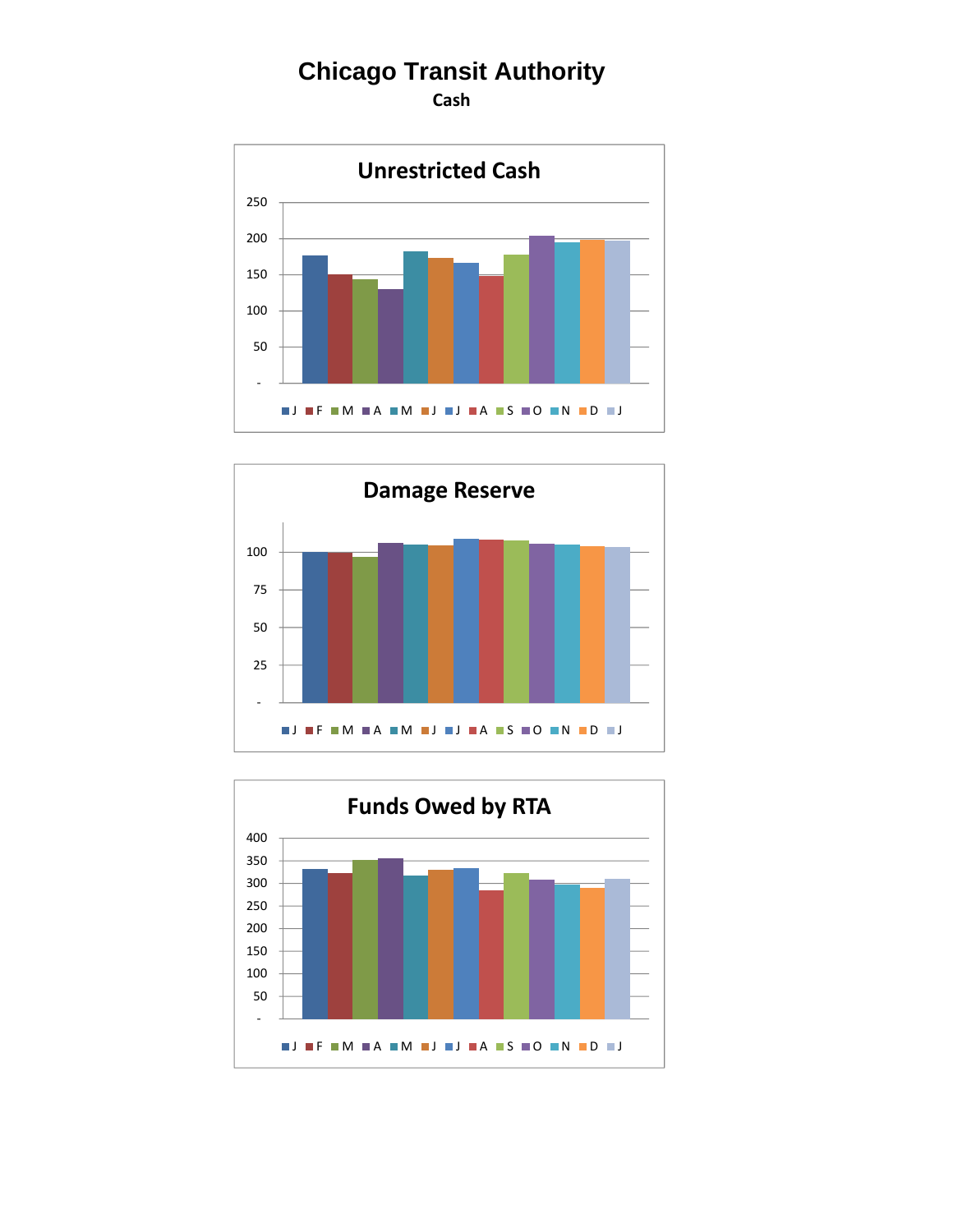# Chicago Transit Authority

## Cash

### Unrestricted Cash

### Damage Reserve

### Funds Owed by RTA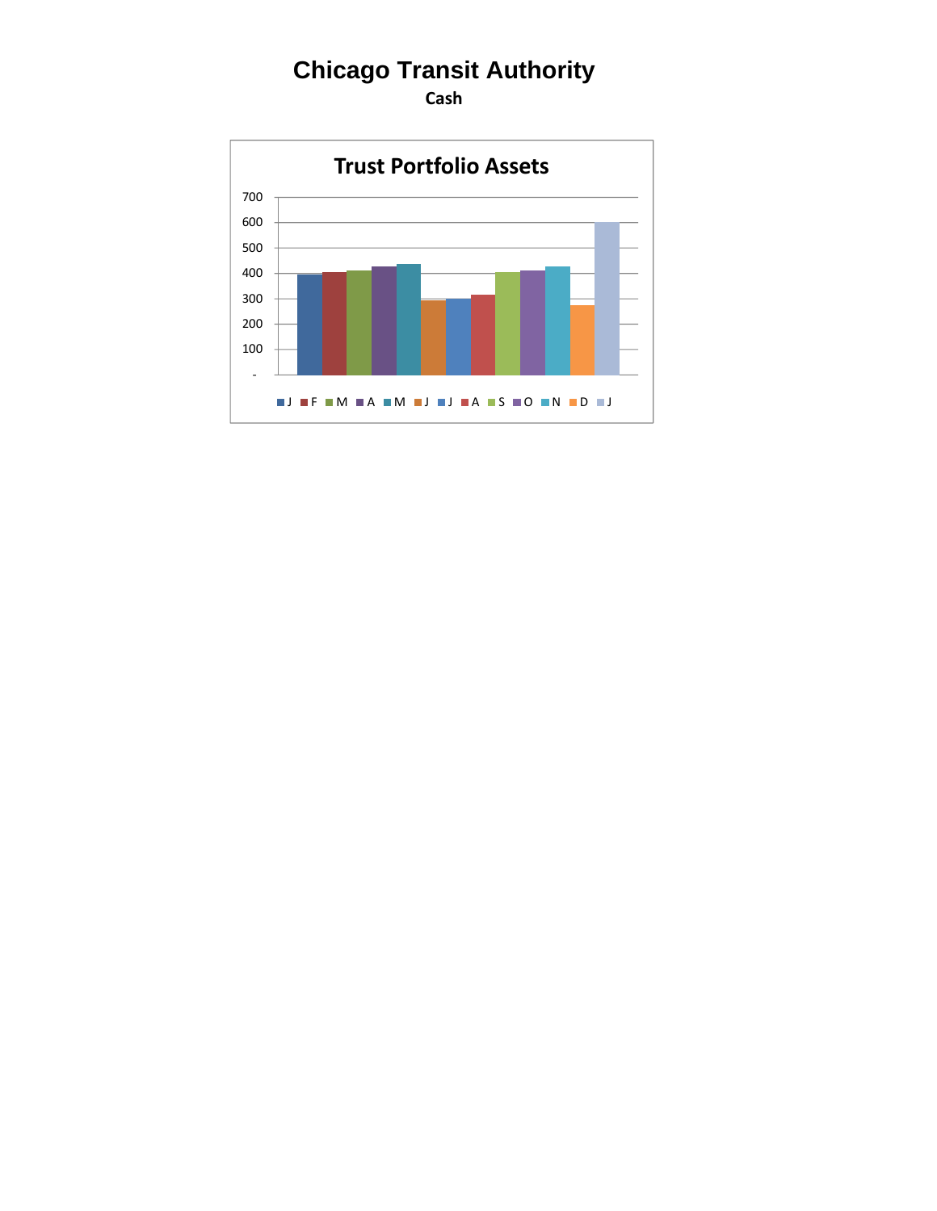# Chicago Transit Authority

**Cash**

## Trust Portfolio Assets

| Month | Value (approx.) |
|---|---|
| J | 395 |
| F | 405 |
| M | 410 |
| A | 428 |
| M | 437 |
| J | 295 |
| J | 300 |
| A | 315 |
| S | 405 |
| O | 412 |
| N | 428 |
| D | 275 |
| J | 600 |

Y-axis: -, 100, 200, 300, 400, 500, 600, 700

Legend: J, F, M, A, M, J, J, A, S, O, N, D, J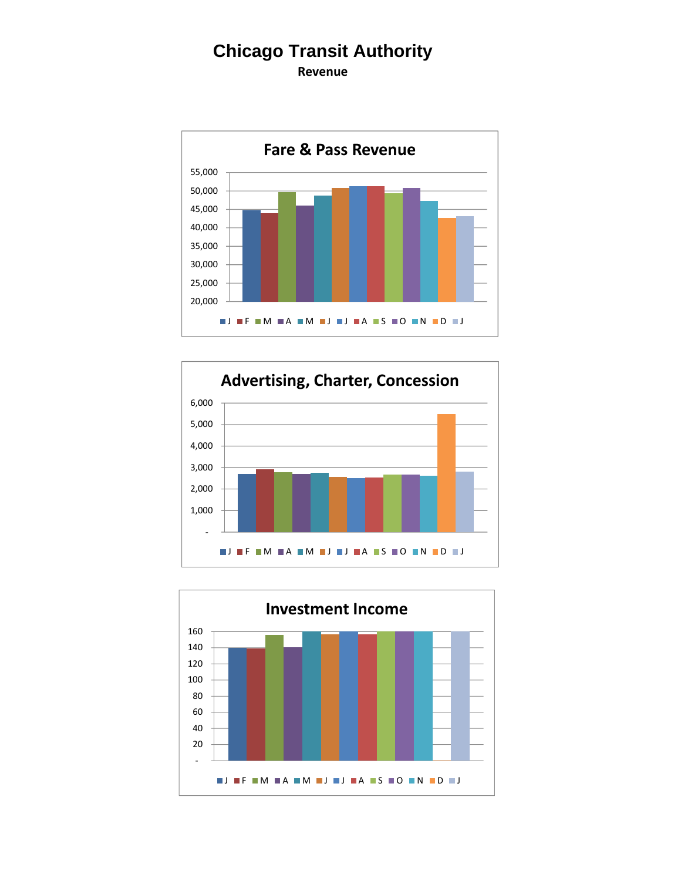# Chicago Transit Authority

## Revenue

### Fare & Pass Revenue

55,000
50,000
45,000
40,000
35,000
30,000
25,000
20,000

J F M A M J J A S O N D J

### Advertising, Charter, Concession

6,000
5,000
4,000
3,000
2,000
1,000
-

J F M A M J J A S O N D J

### Investment Income

160
140
120
100
80
60
40
20
-

J F M A M J J A S O N D J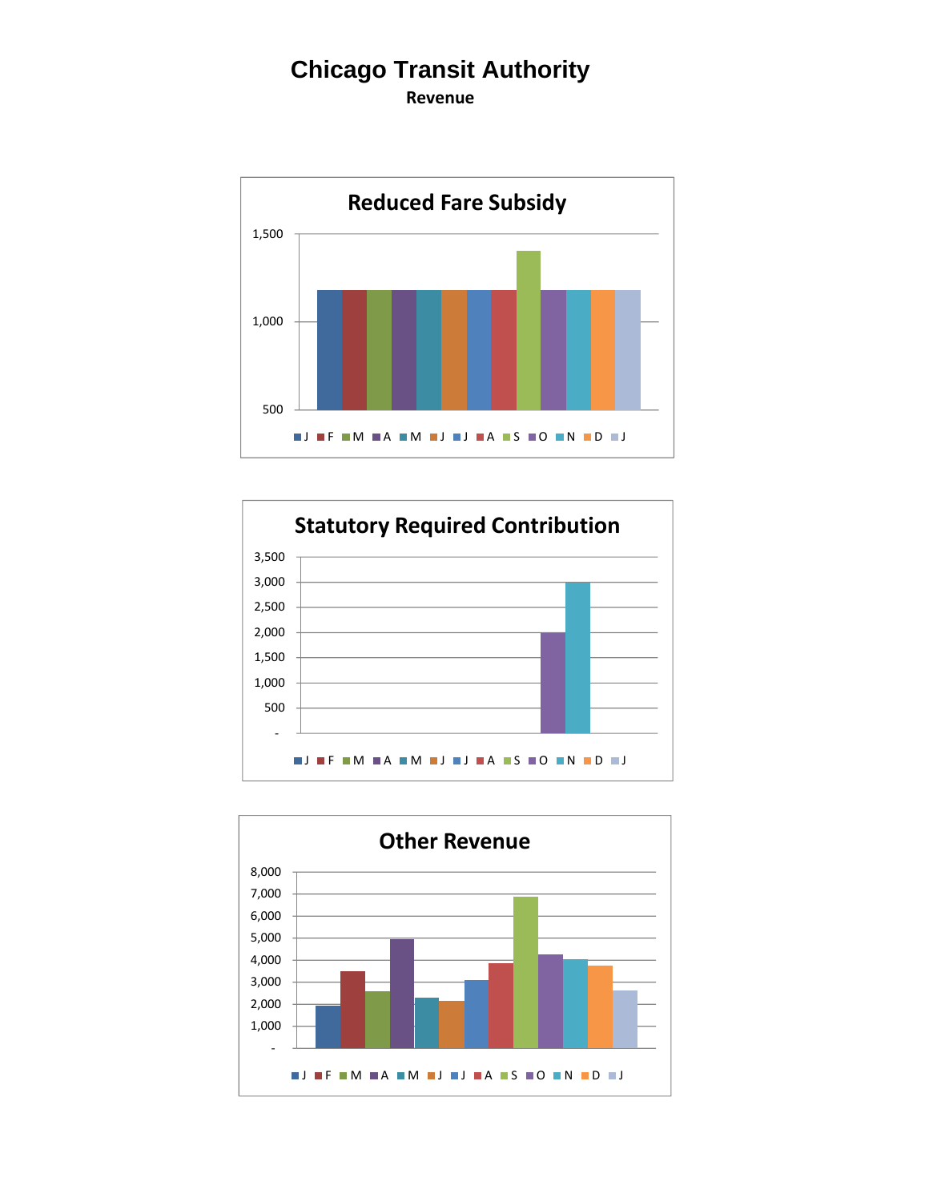# Chicago Transit Authority

**Revenue**

**Reduced Fare Subsidy**

1,500
1,000
500

J F M A M J J A S O N D J

**Statutory Required Contribution**

3,500
3,000
2,500
2,000
1,500
1,000
500
-

J F M A M J J A S O N D J

**Other Revenue**

8,000
7,000
6,000
5,000
4,000
3,000
2,000
1,000
-

J F M A M J J A S O N D J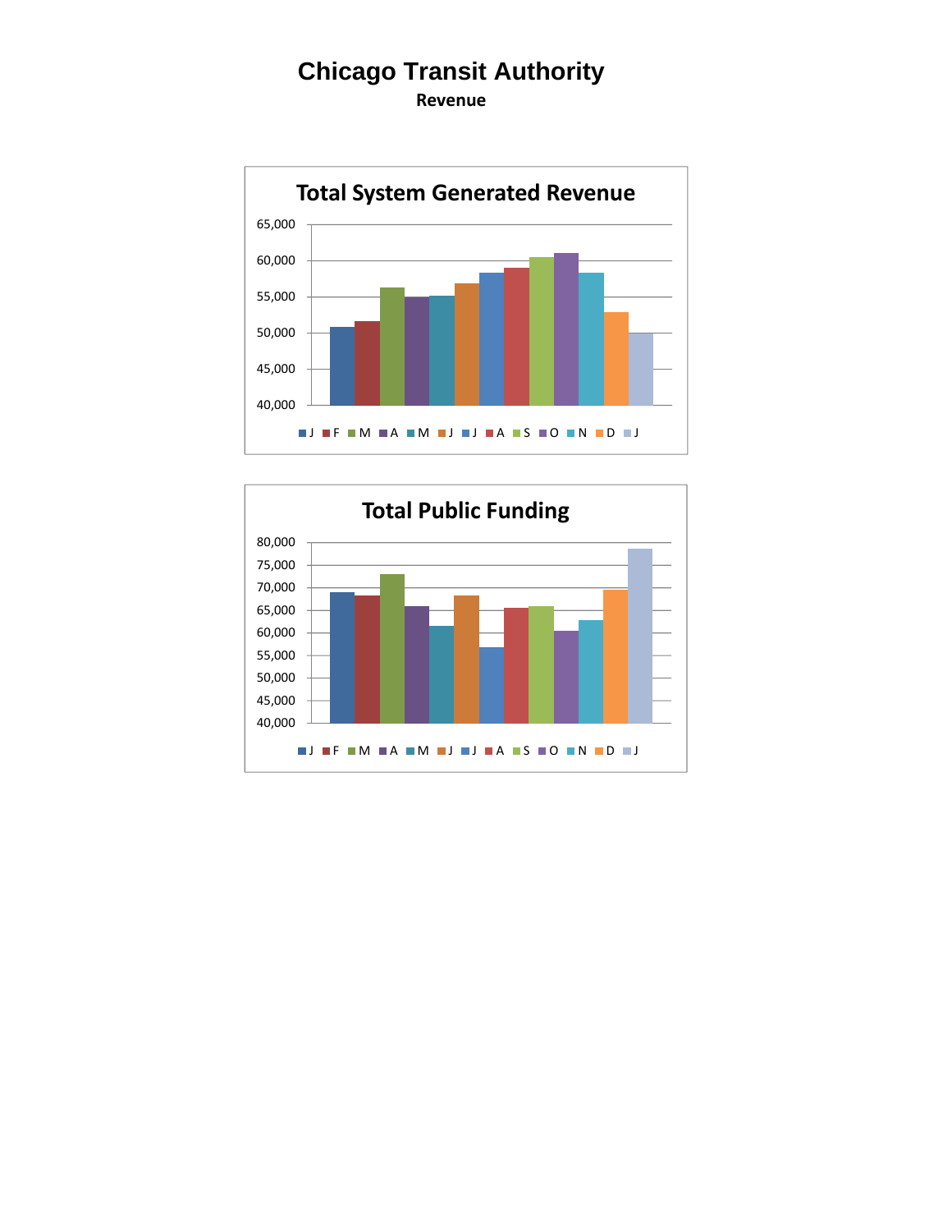# Chicago Transit Authority

**Revenue**

## Total System Generated Revenue

65,000
60,000
55,000
50,000
45,000
40,000

J F M A M J J A S O N D J

## Total Public Funding

80,000
75,000
70,000
65,000
60,000
55,000
50,000
45,000
40,000

J F M A M J J A S O N D J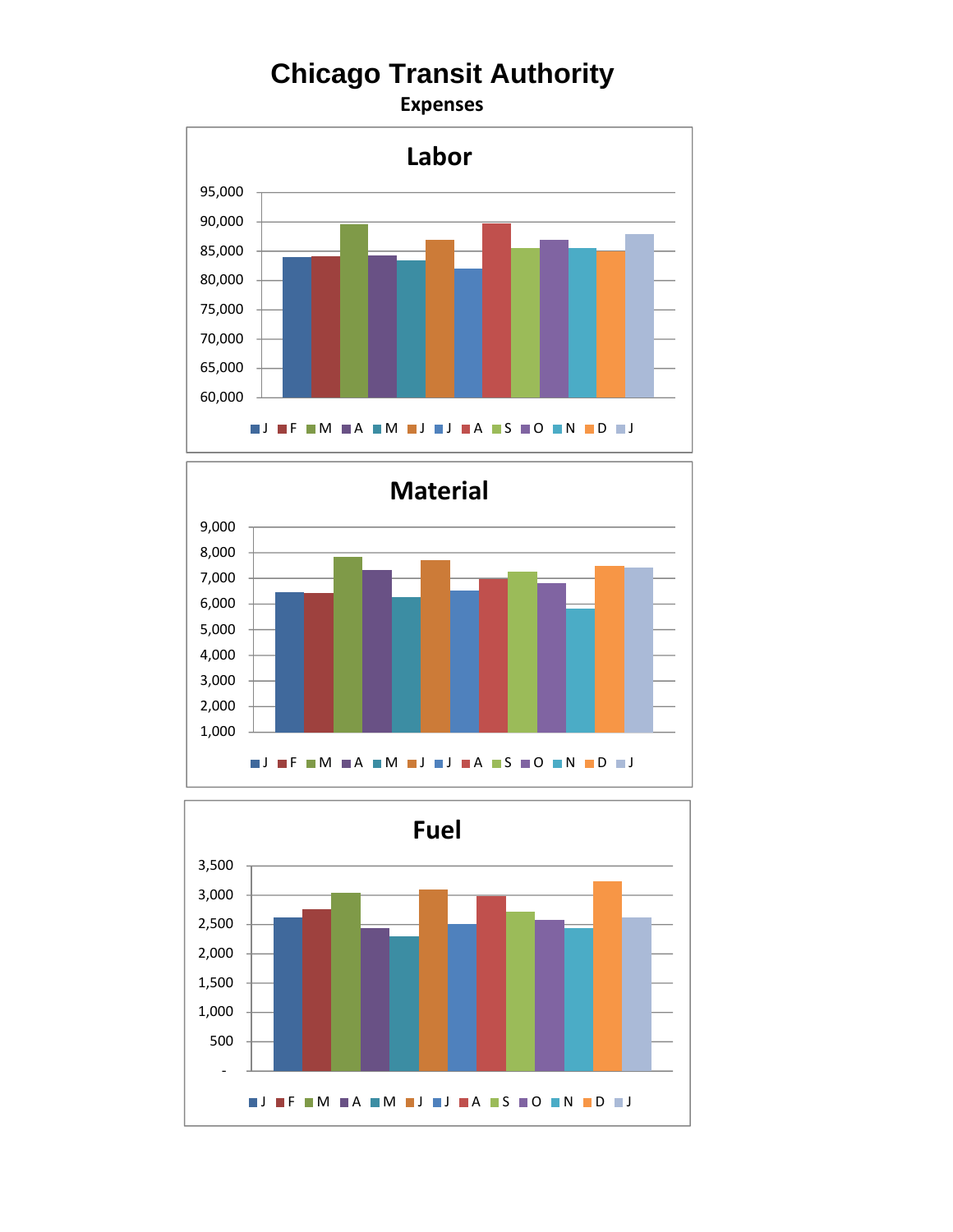# Chicago Transit Authority

## Expenses

### Labor

95,000
90,000
85,000
80,000
75,000
70,000
65,000
60,000

J F M A M J J A S O N D J

### Material

9,000
8,000
7,000
6,000
5,000
4,000
3,000
2,000
1,000

J F M A M J J A S O N D J

### Fuel

3,500
3,000
2,500
2,000
1,500
1,000
500
-

J F M A M J J A S O N D J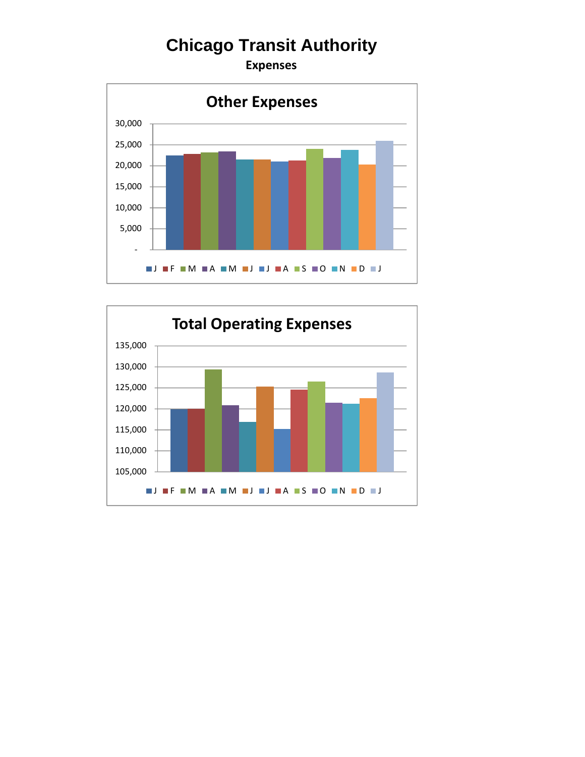# Chicago Transit Authority

**Expenses**

## Other Expenses

30,000
25,000
20,000
15,000
10,000
5,000
-

J F M A M J J A S O N D J

## Total Operating Expenses

135,000
130,000
125,000
120,000
115,000
110,000
105,000

J F M A M J J A S O N D J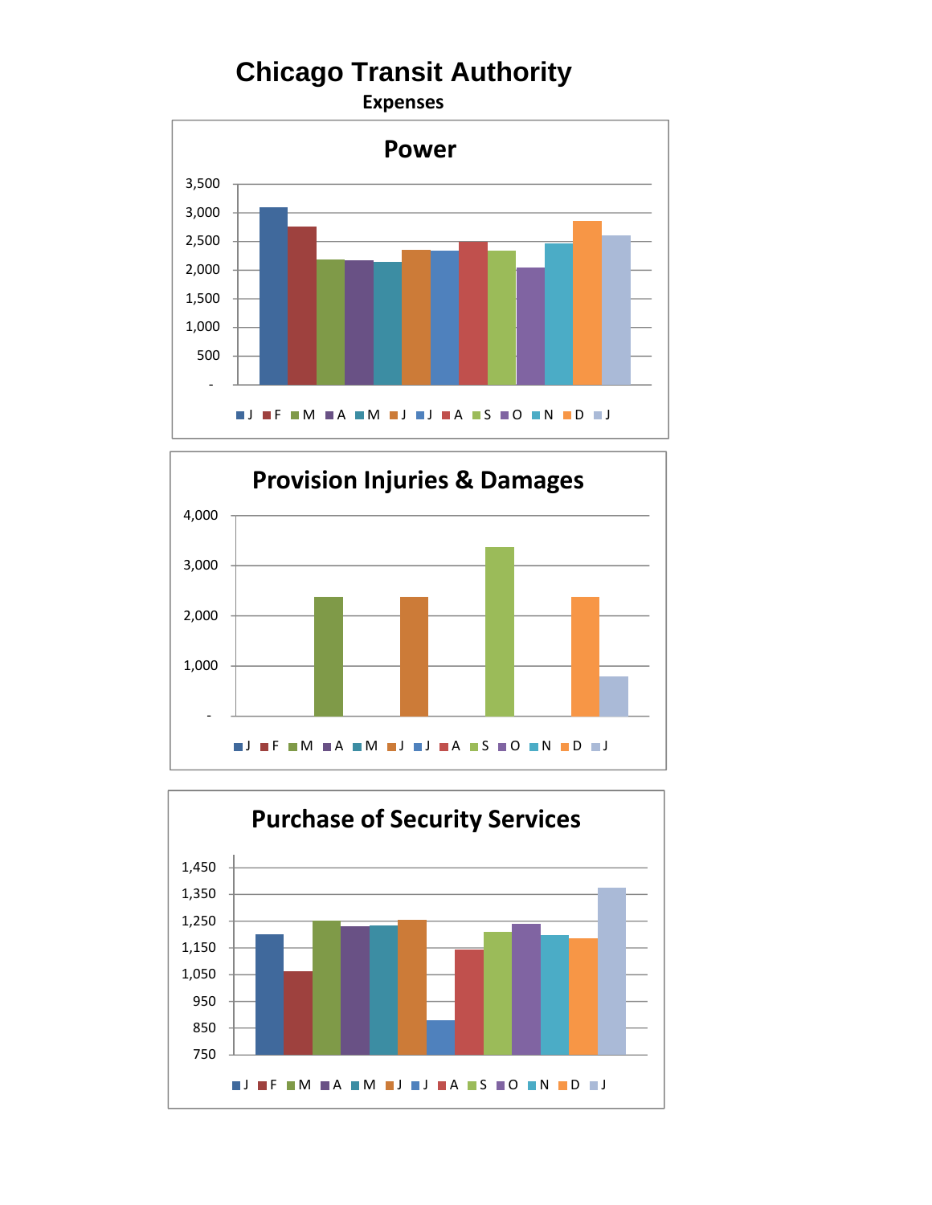# Chicago Transit Authority

**Expenses**

## Power

3,500
3,000
2,500
2,000
1,500
1,000
500
-

J F M A M J J A S O N D J

## Provision Injuries & Damages

4,000
3,000
2,000
1,000
-

J F M A M J J A S O N D J

## Purchase of Security Services

1,450
1,350
1,250
1,150
1,050
950
850
750

J F M A M J J A S O N D J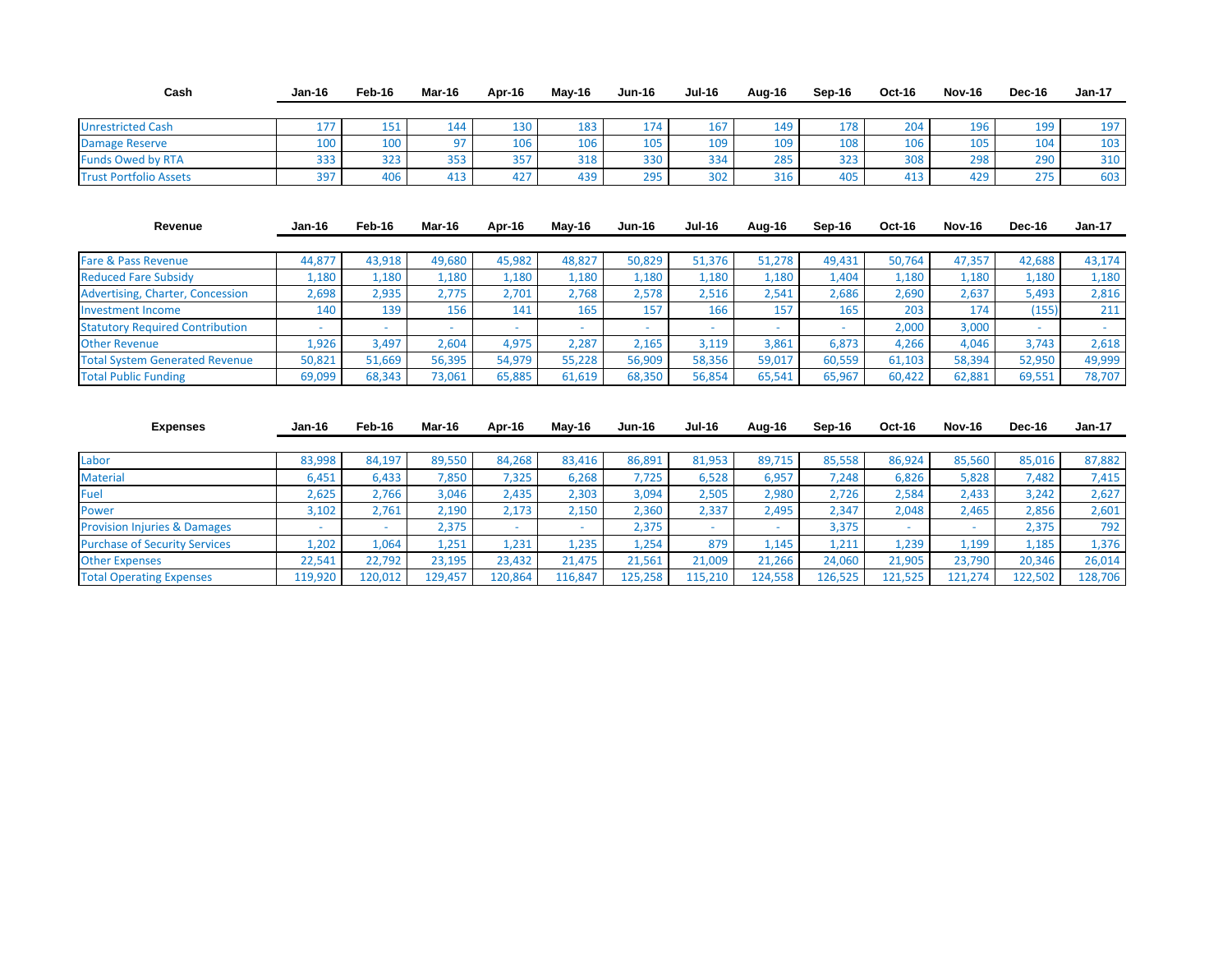| Cash | Jan-16 | Feb-16 | Mar-16 | Apr-16 | May-16 | Jun-16 | Jul-16 | Aug-16 | Sep-16 | Oct-16 | Nov-16 | Dec-16 | Jan-17 |
|---|---|---|---|---|---|---|---|---|---|---|---|---|---|
| Unrestricted Cash | 177 | 151 | 144 | 130 | 183 | 174 | 167 | 149 | 178 | 204 | 196 | 199 | 197 |
| Damage Reserve | 100 | 100 | 97 | 106 | 106 | 105 | 109 | 109 | 108 | 106 | 105 | 104 | 103 |
| Funds Owed by RTA | 333 | 323 | 353 | 357 | 318 | 330 | 334 | 285 | 323 | 308 | 298 | 290 | 310 |
| Trust Portfolio Assets | 397 | 406 | 413 | 427 | 439 | 295 | 302 | 316 | 405 | 413 | 429 | 275 | 603 |

| Revenue | Jan-16 | Feb-16 | Mar-16 | Apr-16 | May-16 | Jun-16 | Jul-16 | Aug-16 | Sep-16 | Oct-16 | Nov-16 | Dec-16 | Jan-17 |
|---|---|---|---|---|---|---|---|---|---|---|---|---|---|
| Fare & Pass Revenue | 44,877 | 43,918 | 49,680 | 45,982 | 48,827 | 50,829 | 51,376 | 51,278 | 49,431 | 50,764 | 47,357 | 42,688 | 43,174 |
| Reduced Fare Subsidy | 1,180 | 1,180 | 1,180 | 1,180 | 1,180 | 1,180 | 1,180 | 1,180 | 1,404 | 1,180 | 1,180 | 1,180 | 1,180 |
| Advertising, Charter, Concession | 2,698 | 2,935 | 2,775 | 2,701 | 2,768 | 2,578 | 2,516 | 2,541 | 2,686 | 2,690 | 2,637 | 5,493 | 2,816 |
| Investment Income | 140 | 139 | 156 | 141 | 165 | 157 | 166 | 157 | 165 | 203 | 174 | (155) | 211 |
| Statutory Required Contribution | - | - | - | - | - | - | - | - | - | 2,000 | 3,000 | - | - |
| Other Revenue | 1,926 | 3,497 | 2,604 | 4,975 | 2,287 | 2,165 | 3,119 | 3,861 | 6,873 | 4,266 | 4,046 | 3,743 | 2,618 |
| Total System Generated Revenue | 50,821 | 51,669 | 56,395 | 54,979 | 55,228 | 56,909 | 58,356 | 59,017 | 60,559 | 61,103 | 58,394 | 52,950 | 49,999 |
| Total Public Funding | 69,099 | 68,343 | 73,061 | 65,885 | 61,619 | 68,350 | 56,854 | 65,541 | 65,967 | 60,422 | 62,881 | 69,551 | 78,707 |

| Expenses | Jan-16 | Feb-16 | Mar-16 | Apr-16 | May-16 | Jun-16 | Jul-16 | Aug-16 | Sep-16 | Oct-16 | Nov-16 | Dec-16 | Jan-17 |
|---|---|---|---|---|---|---|---|---|---|---|---|---|---|
| Labor | 83,998 | 84,197 | 89,550 | 84,268 | 83,416 | 86,891 | 81,953 | 89,715 | 85,558 | 86,924 | 85,560 | 85,016 | 87,882 |
| Material | 6,451 | 6,433 | 7,850 | 7,325 | 6,268 | 7,725 | 6,528 | 6,957 | 7,248 | 6,826 | 5,828 | 7,482 | 7,415 |
| Fuel | 2,625 | 2,766 | 3,046 | 2,435 | 2,303 | 3,094 | 2,505 | 2,980 | 2,726 | 2,584 | 2,433 | 3,242 | 2,627 |
| Power | 3,102 | 2,761 | 2,190 | 2,173 | 2,150 | 2,360 | 2,337 | 2,495 | 2,347 | 2,048 | 2,465 | 2,856 | 2,601 |
| Provision Injuries & Damages | - | - | 2,375 | - | - | 2,375 | - | - | 3,375 | - | - | 2,375 | 792 |
| Purchase of Security Services | 1,202 | 1,064 | 1,251 | 1,231 | 1,235 | 1,254 | 879 | 1,145 | 1,211 | 1,239 | 1,199 | 1,185 | 1,376 |
| Other Expenses | 22,541 | 22,792 | 23,195 | 23,432 | 21,475 | 21,561 | 21,009 | 21,266 | 24,060 | 21,905 | 23,790 | 20,346 | 26,014 |
| Total Operating Expenses | 119,920 | 120,012 | 129,457 | 120,864 | 116,847 | 125,258 | 115,210 | 124,558 | 126,525 | 121,525 | 121,274 | 122,502 | 128,706 |